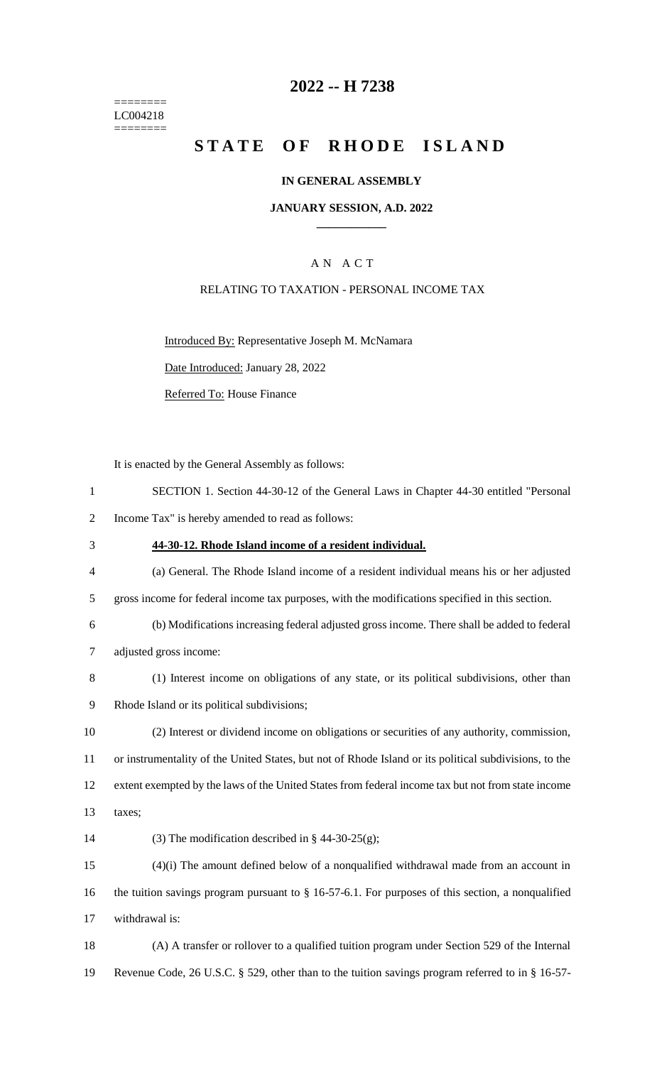========
LC004218
========

# 2022 -- H 7238

# STATE OF RHODE ISLAND

**IN GENERAL ASSEMBLY**

**JANUARY SESSION, A.D. 2022**

A N A C T

RELATING TO TAXATION - PERSONAL INCOME TAX

Introduced By: Representative Joseph M. McNamara

Date Introduced: January 28, 2022

Referred To: House Finance

It is enacted by the General Assembly as follows:

SECTION 1. Section 44-30-12 of the General Laws in Chapter 44-30 entitled "Personal Income Tax" is hereby amended to read as follows:

**44-30-12. Rhode Island income of a resident individual.**

(a) General. The Rhode Island income of a resident individual means his or her adjusted gross income for federal income tax purposes, with the modifications specified in this section.

(b) Modifications increasing federal adjusted gross income. There shall be added to federal adjusted gross income:

(1) Interest income on obligations of any state, or its political subdivisions, other than Rhode Island or its political subdivisions;

(2) Interest or dividend income on obligations or securities of any authority, commission, or instrumentality of the United States, but not of Rhode Island or its political subdivisions, to the extent exempted by the laws of the United States from federal income tax but not from state income taxes;

(3) The modification described in § 44-30-25(g);

(4)(i) The amount defined below of a nonqualified withdrawal made from an account in the tuition savings program pursuant to § 16-57-6.1. For purposes of this section, a nonqualified withdrawal is:

(A) A transfer or rollover to a qualified tuition program under Section 529 of the Internal Revenue Code, 26 U.S.C. § 529, other than to the tuition savings program referred to in § 16-57-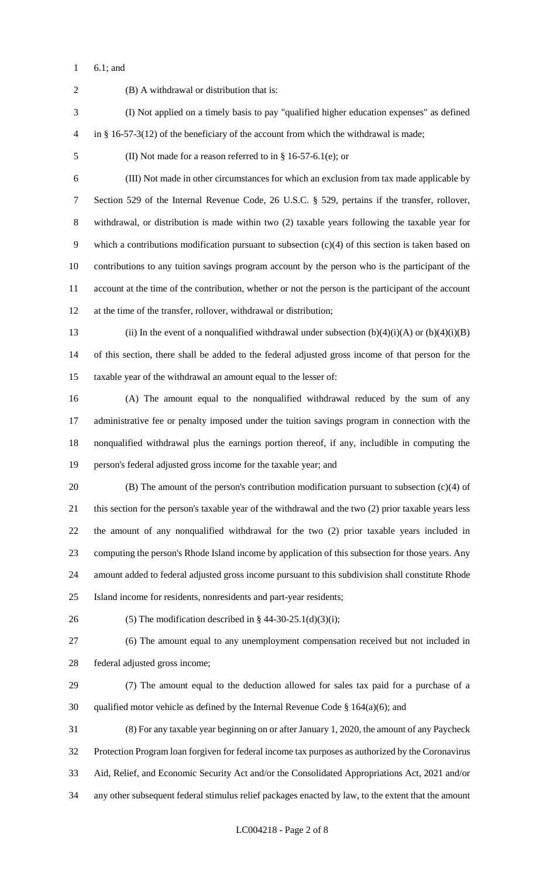6.1; and

(B) A withdrawal or distribution that is:

(I) Not applied on a timely basis to pay "qualified higher education expenses" as defined in § 16-57-3(12) of the beneficiary of the account from which the withdrawal is made;

(II) Not made for a reason referred to in § 16-57-6.1(e); or

(III) Not made in other circumstances for which an exclusion from tax made applicable by Section 529 of the Internal Revenue Code, 26 U.S.C. § 529, pertains if the transfer, rollover, withdrawal, or distribution is made within two (2) taxable years following the taxable year for which a contributions modification pursuant to subsection (c)(4) of this section is taken based on contributions to any tuition savings program account by the person who is the participant of the account at the time of the contribution, whether or not the person is the participant of the account at the time of the transfer, rollover, withdrawal or distribution;

(ii) In the event of a nonqualified withdrawal under subsection (b)(4)(i)(A) or (b)(4)(i)(B) of this section, there shall be added to the federal adjusted gross income of that person for the taxable year of the withdrawal an amount equal to the lesser of:

(A) The amount equal to the nonqualified withdrawal reduced by the sum of any administrative fee or penalty imposed under the tuition savings program in connection with the nonqualified withdrawal plus the earnings portion thereof, if any, includible in computing the person's federal adjusted gross income for the taxable year; and

(B) The amount of the person's contribution modification pursuant to subsection (c)(4) of this section for the person's taxable year of the withdrawal and the two (2) prior taxable years less the amount of any nonqualified withdrawal for the two (2) prior taxable years included in computing the person's Rhode Island income by application of this subsection for those years. Any amount added to federal adjusted gross income pursuant to this subdivision shall constitute Rhode Island income for residents, nonresidents and part-year residents;

(5) The modification described in § 44-30-25.1(d)(3)(i);

(6) The amount equal to any unemployment compensation received but not included in federal adjusted gross income;

(7) The amount equal to the deduction allowed for sales tax paid for a purchase of a qualified motor vehicle as defined by the Internal Revenue Code § 164(a)(6); and

(8) For any taxable year beginning on or after January 1, 2020, the amount of any Paycheck Protection Program loan forgiven for federal income tax purposes as authorized by the Coronavirus Aid, Relief, and Economic Security Act and/or the Consolidated Appropriations Act, 2021 and/or any other subsequent federal stimulus relief packages enacted by law, to the extent that the amount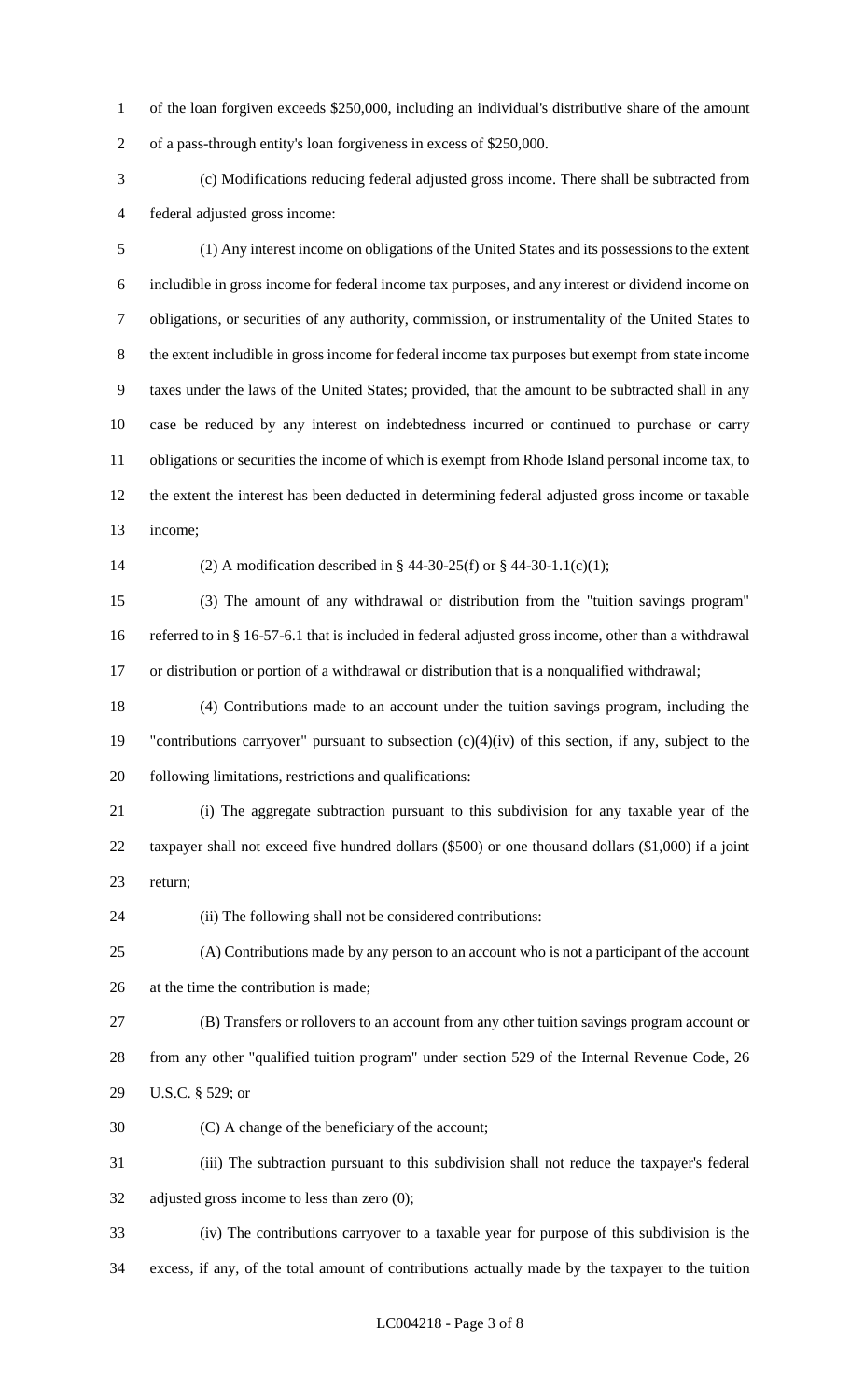of the loan forgiven exceeds $250,000, including an individual's distributive share of the amount of a pass-through entity's loan forgiveness in excess of $250,000.

(c) Modifications reducing federal adjusted gross income. There shall be subtracted from federal adjusted gross income:

(1) Any interest income on obligations of the United States and its possessions to the extent includible in gross income for federal income tax purposes, and any interest or dividend income on obligations, or securities of any authority, commission, or instrumentality of the United States to the extent includible in gross income for federal income tax purposes but exempt from state income taxes under the laws of the United States; provided, that the amount to be subtracted shall in any case be reduced by any interest on indebtedness incurred or continued to purchase or carry obligations or securities the income of which is exempt from Rhode Island personal income tax, to the extent the interest has been deducted in determining federal adjusted gross income or taxable income;

(2) A modification described in § 44-30-25(f) or § 44-30-1.1(c)(1);

(3) The amount of any withdrawal or distribution from the "tuition savings program" referred to in § 16-57-6.1 that is included in federal adjusted gross income, other than a withdrawal or distribution or portion of a withdrawal or distribution that is a nonqualified withdrawal;

(4) Contributions made to an account under the tuition savings program, including the "contributions carryover" pursuant to subsection (c)(4)(iv) of this section, if any, subject to the following limitations, restrictions and qualifications:

(i) The aggregate subtraction pursuant to this subdivision for any taxable year of the taxpayer shall not exceed five hundred dollars ($500) or one thousand dollars ($1,000) if a joint return;

(ii) The following shall not be considered contributions:

(A) Contributions made by any person to an account who is not a participant of the account at the time the contribution is made;

(B) Transfers or rollovers to an account from any other tuition savings program account or from any other "qualified tuition program" under section 529 of the Internal Revenue Code, 26 U.S.C. § 529; or

(C) A change of the beneficiary of the account;

(iii) The subtraction pursuant to this subdivision shall not reduce the taxpayer's federal adjusted gross income to less than zero (0);

(iv) The contributions carryover to a taxable year for purpose of this subdivision is the excess, if any, of the total amount of contributions actually made by the taxpayer to the tuition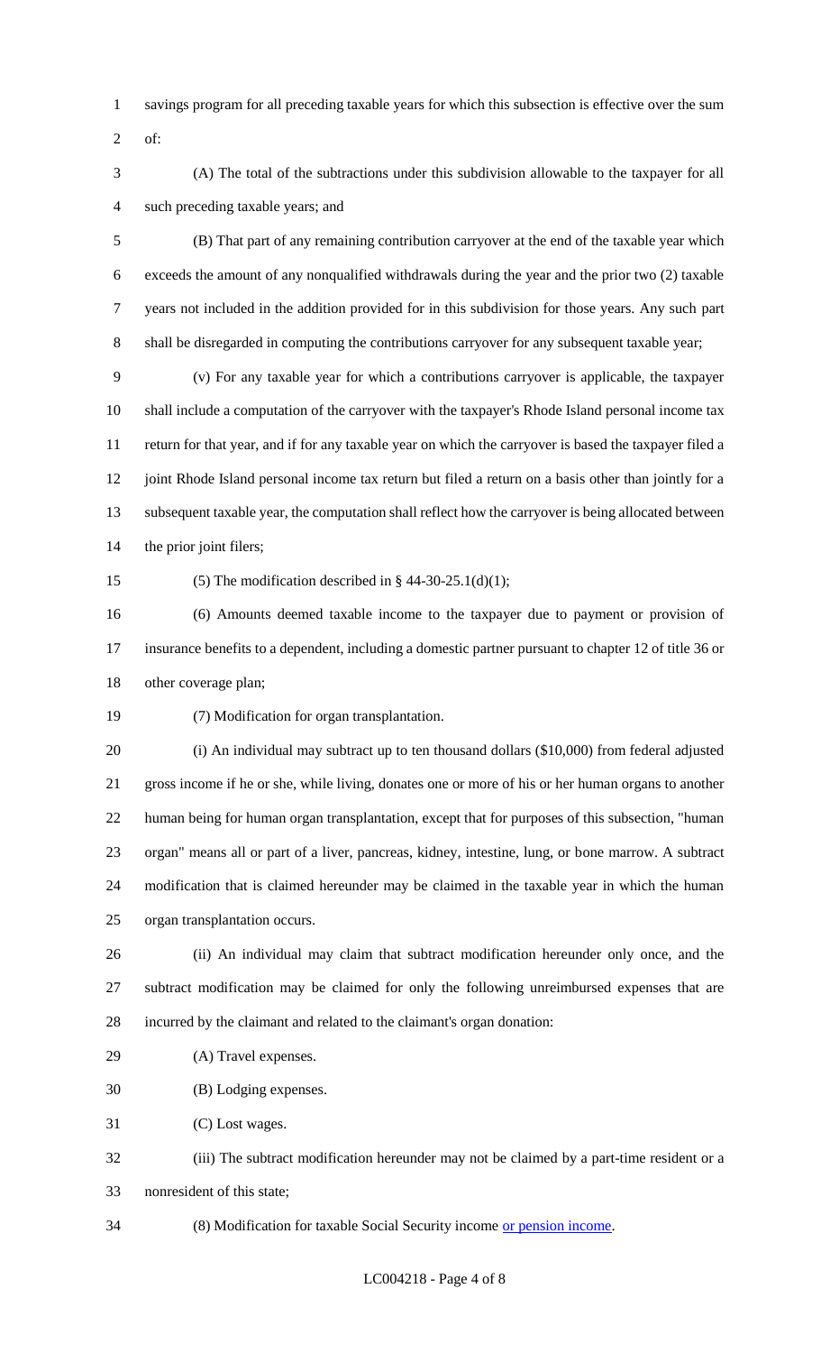savings program for all preceding taxable years for which this subsection is effective over the sum of:

(A) The total of the subtractions under this subdivision allowable to the taxpayer for all such preceding taxable years; and

(B) That part of any remaining contribution carryover at the end of the taxable year which exceeds the amount of any nonqualified withdrawals during the year and the prior two (2) taxable years not included in the addition provided for in this subdivision for those years. Any such part shall be disregarded in computing the contributions carryover for any subsequent taxable year;

(v) For any taxable year for which a contributions carryover is applicable, the taxpayer shall include a computation of the carryover with the taxpayer's Rhode Island personal income tax return for that year, and if for any taxable year on which the carryover is based the taxpayer filed a joint Rhode Island personal income tax return but filed a return on a basis other than jointly for a subsequent taxable year, the computation shall reflect how the carryover is being allocated between the prior joint filers;

(5) The modification described in § 44-30-25.1(d)(1);

(6) Amounts deemed taxable income to the taxpayer due to payment or provision of insurance benefits to a dependent, including a domestic partner pursuant to chapter 12 of title 36 or other coverage plan;

(7) Modification for organ transplantation.

(i) An individual may subtract up to ten thousand dollars ($10,000) from federal adjusted gross income if he or she, while living, donates one or more of his or her human organs to another human being for human organ transplantation, except that for purposes of this subsection, "human organ" means all or part of a liver, pancreas, kidney, intestine, lung, or bone marrow. A subtract modification that is claimed hereunder may be claimed in the taxable year in which the human organ transplantation occurs.

(ii) An individual may claim that subtract modification hereunder only once, and the subtract modification may be claimed for only the following unreimbursed expenses that are incurred by the claimant and related to the claimant's organ donation:

(A) Travel expenses.

(B) Lodging expenses.

(C) Lost wages.

(iii) The subtract modification hereunder may not be claimed by a part-time resident or a nonresident of this state;

(8) Modification for taxable Social Security income <u>or pension income</u>.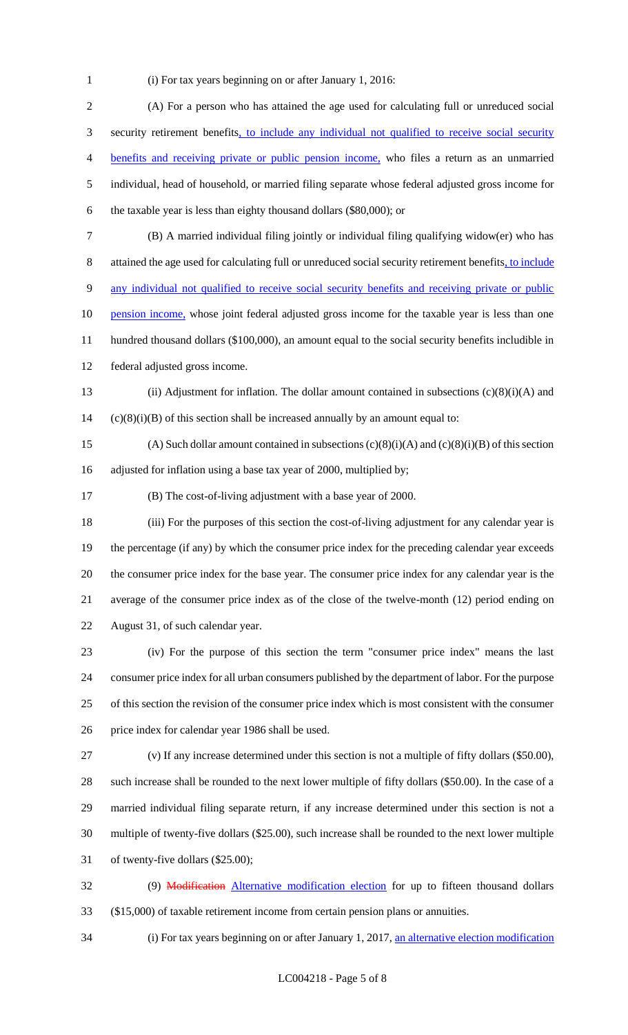(i) For tax years beginning on or after January 1, 2016:

(A) For a person who has attained the age used for calculating full or unreduced social security retirement benefits, to include any individual not qualified to receive social security benefits and receiving private or public pension income, who files a return as an unmarried individual, head of household, or married filing separate whose federal adjusted gross income for the taxable year is less than eighty thousand dollars ($80,000); or

(B) A married individual filing jointly or individual filing qualifying widow(er) who has attained the age used for calculating full or unreduced social security retirement benefits, to include any individual not qualified to receive social security benefits and receiving private or public pension income, whose joint federal adjusted gross income for the taxable year is less than one hundred thousand dollars ($100,000), an amount equal to the social security benefits includible in federal adjusted gross income.

(ii) Adjustment for inflation. The dollar amount contained in subsections (c)(8)(i)(A) and (c)(8)(i)(B) of this section shall be increased annually by an amount equal to:

(A) Such dollar amount contained in subsections (c)(8)(i)(A) and (c)(8)(i)(B) of this section adjusted for inflation using a base tax year of 2000, multiplied by;

(B) The cost-of-living adjustment with a base year of 2000.

(iii) For the purposes of this section the cost-of-living adjustment for any calendar year is the percentage (if any) by which the consumer price index for the preceding calendar year exceeds the consumer price index for the base year. The consumer price index for any calendar year is the average of the consumer price index as of the close of the twelve-month (12) period ending on August 31, of such calendar year.

(iv) For the purpose of this section the term "consumer price index" means the last consumer price index for all urban consumers published by the department of labor. For the purpose of this section the revision of the consumer price index which is most consistent with the consumer price index for calendar year 1986 shall be used.

(v) If any increase determined under this section is not a multiple of fifty dollars ($50.00), such increase shall be rounded to the next lower multiple of fifty dollars ($50.00). In the case of a married individual filing separate return, if any increase determined under this section is not a multiple of twenty-five dollars ($25.00), such increase shall be rounded to the next lower multiple of twenty-five dollars ($25.00);

(9) ~~Modification~~ Alternative modification election for up to fifteen thousand dollars ($15,000) of taxable retirement income from certain pension plans or annuities.

(i) For tax years beginning on or after January 1, 2017, an alternative election modification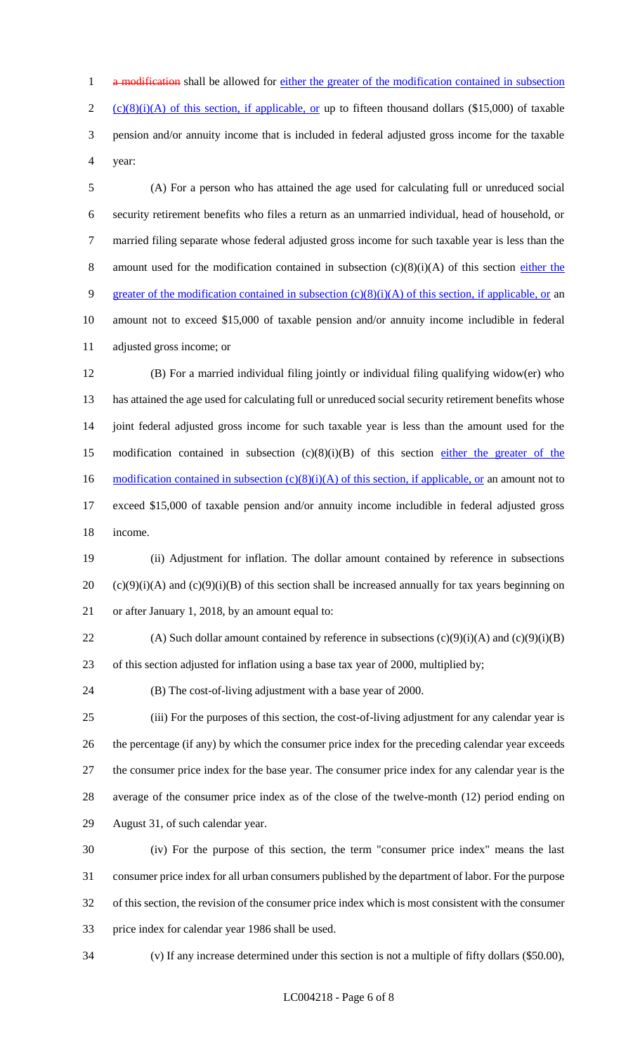~~a modification~~ shall be allowed for <u>either the greater of the modification contained in subsection (c)(8)(i)(A) of this section, if applicable, or</u> up to fifteen thousand dollars ($15,000) of taxable pension and/or annuity income that is included in federal adjusted gross income for the taxable year:

(A) For a person who has attained the age used for calculating full or unreduced social security retirement benefits who files a return as an unmarried individual, head of household, or married filing separate whose federal adjusted gross income for such taxable year is less than the amount used for the modification contained in subsection (c)(8)(i)(A) of this section <u>either the greater of the modification contained in subsection (c)(8)(i)(A) of this section, if applicable, or</u> an amount not to exceed $15,000 of taxable pension and/or annuity income includible in federal adjusted gross income; or

(B) For a married individual filing jointly or individual filing qualifying widow(er) who has attained the age used for calculating full or unreduced social security retirement benefits whose joint federal adjusted gross income for such taxable year is less than the amount used for the modification contained in subsection (c)(8)(i)(B) of this section <u>either the greater of the modification contained in subsection (c)(8)(i)(A) of this section, if applicable, or</u> an amount not to exceed $15,000 of taxable pension and/or annuity income includible in federal adjusted gross income.

(ii) Adjustment for inflation. The dollar amount contained by reference in subsections (c)(9)(i)(A) and (c)(9)(i)(B) of this section shall be increased annually for tax years beginning on or after January 1, 2018, by an amount equal to:

(A) Such dollar amount contained by reference in subsections (c)(9)(i)(A) and (c)(9)(i)(B) of this section adjusted for inflation using a base tax year of 2000, multiplied by;

(B) The cost-of-living adjustment with a base year of 2000.

(iii) For the purposes of this section, the cost-of-living adjustment for any calendar year is the percentage (if any) by which the consumer price index for the preceding calendar year exceeds the consumer price index for the base year. The consumer price index for any calendar year is the average of the consumer price index as of the close of the twelve-month (12) period ending on August 31, of such calendar year.

(iv) For the purpose of this section, the term "consumer price index" means the last consumer price index for all urban consumers published by the department of labor. For the purpose of this section, the revision of the consumer price index which is most consistent with the consumer price index for calendar year 1986 shall be used.

(v) If any increase determined under this section is not a multiple of fifty dollars ($50.00),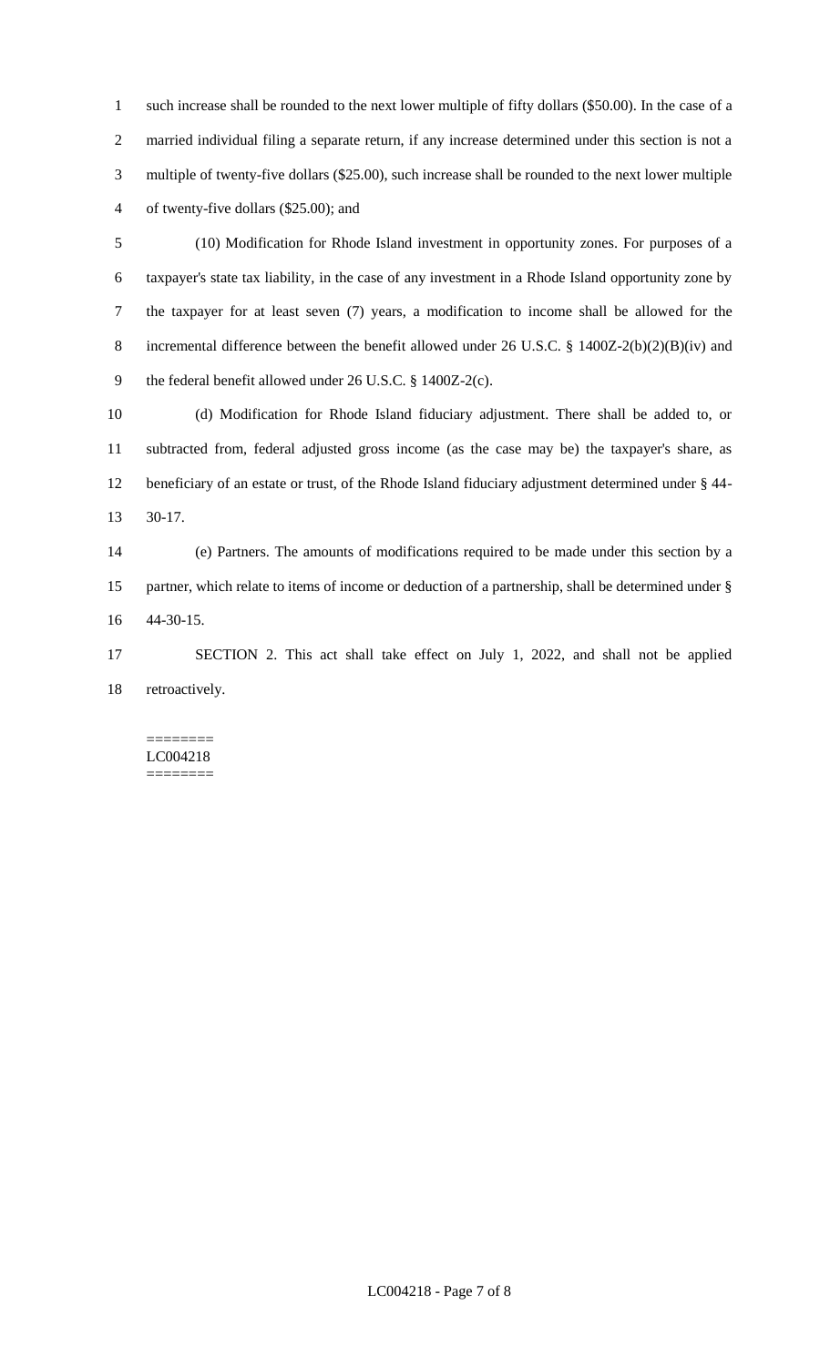such increase shall be rounded to the next lower multiple of fifty dollars ($50.00). In the case of a married individual filing a separate return, if any increase determined under this section is not a multiple of twenty-five dollars ($25.00), such increase shall be rounded to the next lower multiple of twenty-five dollars ($25.00); and

(10) Modification for Rhode Island investment in opportunity zones. For purposes of a taxpayer's state tax liability, in the case of any investment in a Rhode Island opportunity zone by the taxpayer for at least seven (7) years, a modification to income shall be allowed for the incremental difference between the benefit allowed under 26 U.S.C. § 1400Z-2(b)(2)(B)(iv) and the federal benefit allowed under 26 U.S.C. § 1400Z-2(c).

(d) Modification for Rhode Island fiduciary adjustment. There shall be added to, or subtracted from, federal adjusted gross income (as the case may be) the taxpayer's share, as beneficiary of an estate or trust, of the Rhode Island fiduciary adjustment determined under § 44-30-17.

(e) Partners. The amounts of modifications required to be made under this section by a partner, which relate to items of income or deduction of a partnership, shall be determined under § 44-30-15.

SECTION 2. This act shall take effect on July 1, 2022, and shall not be applied retroactively.

========
LC004218
========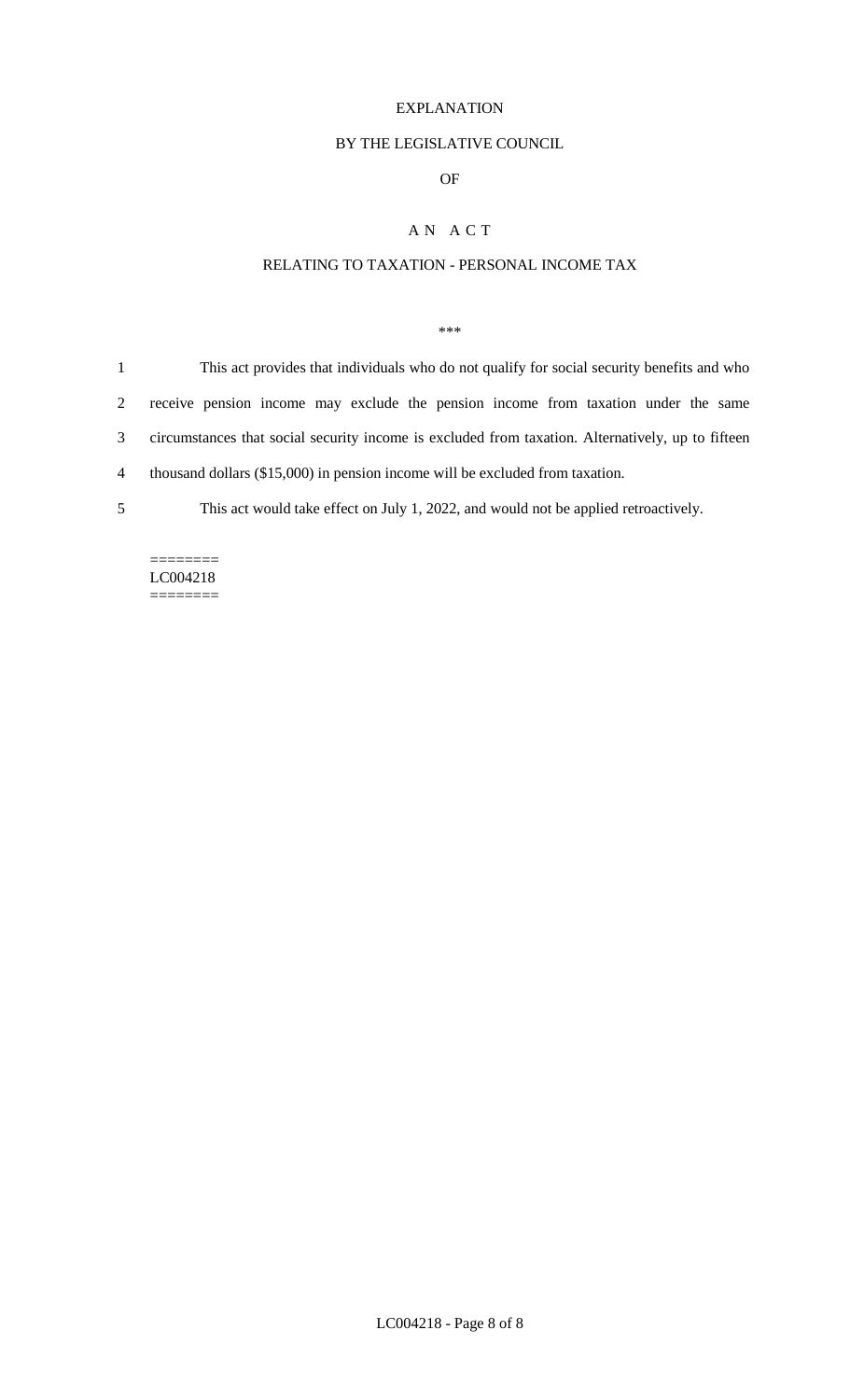EXPLANATION

BY THE LEGISLATIVE COUNCIL

OF

A N A C T

RELATING TO TAXATION - PERSONAL INCOME TAX

\*\*\*

This act provides that individuals who do not qualify for social security benefits and who receive pension income may exclude the pension income from taxation under the same circumstances that social security income is excluded from taxation. Alternatively, up to fifteen thousand dollars ($15,000) in pension income will be excluded from taxation.

This act would take effect on July 1, 2022, and would not be applied retroactively.

========
LC004218
========